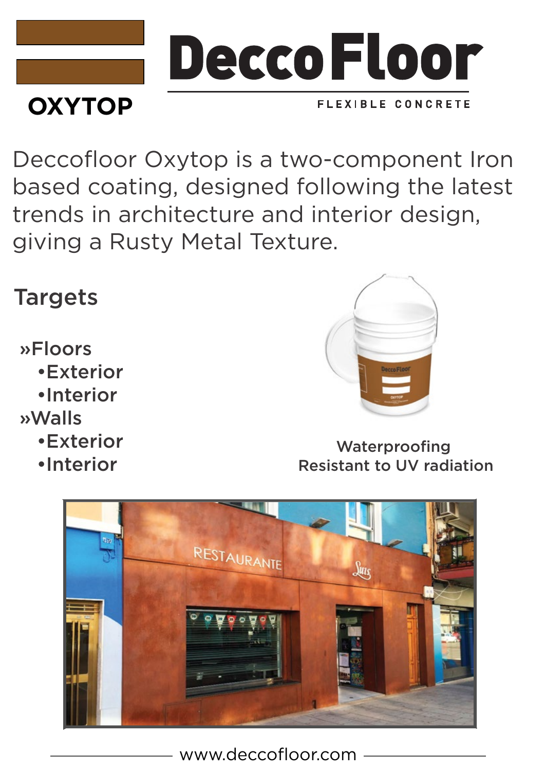# OXYTOP

# DeccoFloor

FLEXIBLE CONCRETE

Deccofloor Oxytop is a two-component Iron based coating, designed following the latest trends in architecture and interior design, giving a Rusty Metal Texture.

## Targets

»Floors
- •Exterior
- •Interior

»Walls
- •Exterior
- •Interior

Waterproofing
Resistant to UV radiation

www.deccofloor.com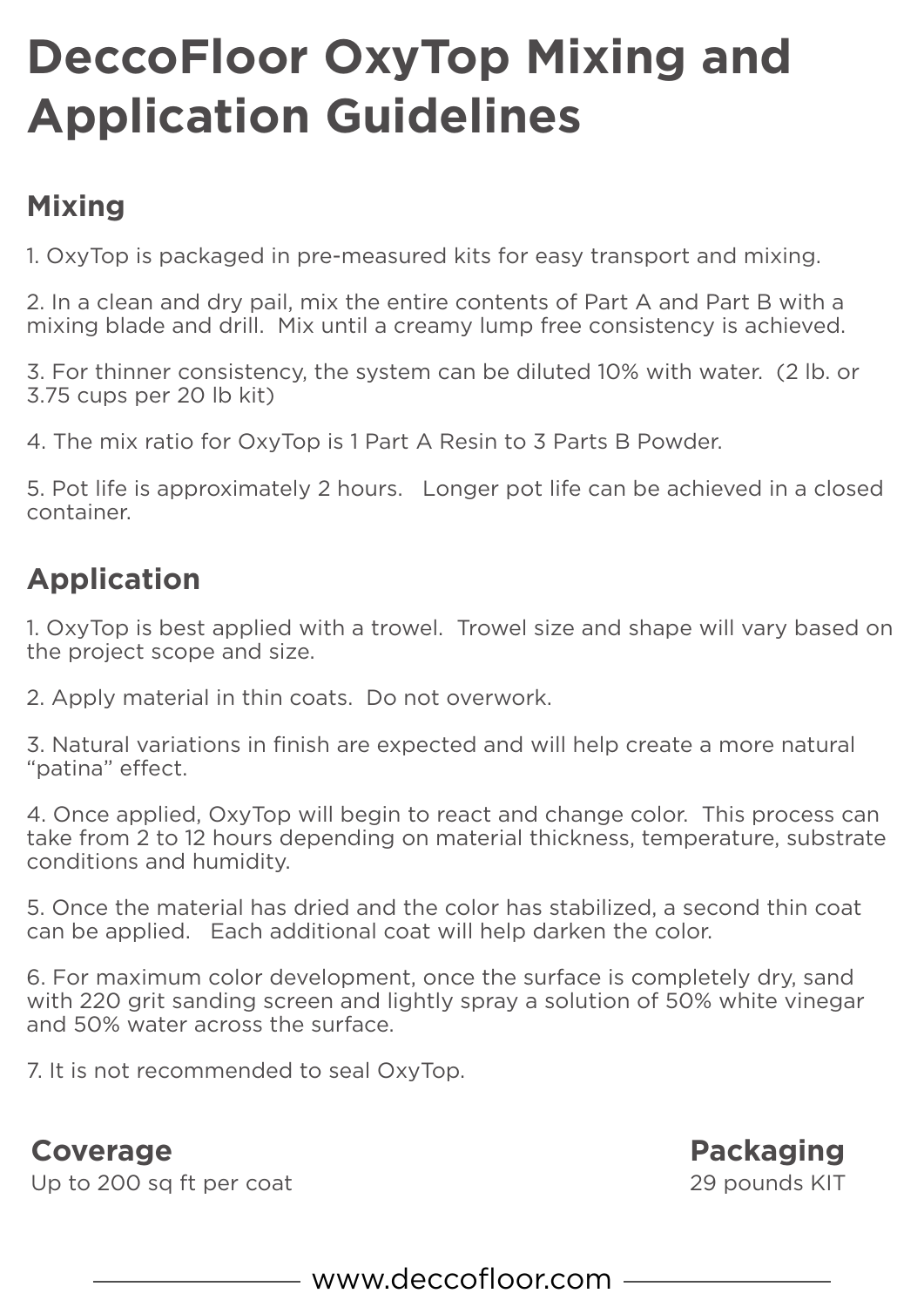# DeccoFloor OxyTop Mixing and Application Guidelines

## Mixing

1. OxyTop is packaged in pre-measured kits for easy transport and mixing.

2. In a clean and dry pail, mix the entire contents of Part A and Part B with a mixing blade and drill. Mix until a creamy lump free consistency is achieved.

3. For thinner consistency, the system can be diluted 10% with water. (2 lb. or 3.75 cups per 20 lb kit)

4. The mix ratio for OxyTop is 1 Part A Resin to 3 Parts B Powder.

5. Pot life is approximately 2 hours. Longer pot life can be achieved in a closed container.

## Application

1. OxyTop is best applied with a trowel. Trowel size and shape will vary based on the project scope and size.

2. Apply material in thin coats. Do not overwork.

3. Natural variations in finish are expected and will help create a more natural "patina" effect.

4. Once applied, OxyTop will begin to react and change color. This process can take from 2 to 12 hours depending on material thickness, temperature, substrate conditions and humidity.

5. Once the material has dried and the color has stabilized, a second thin coat can be applied. Each additional coat will help darken the color.

6. For maximum color development, once the surface is completely dry, sand with 220 grit sanding screen and lightly spray a solution of 50% white vinegar and 50% water across the surface.

7. It is not recommended to seal OxyTop.

## Coverage

Up to 200 sq ft per coat

## Packaging

29 pounds KIT

www.deccofloor.com